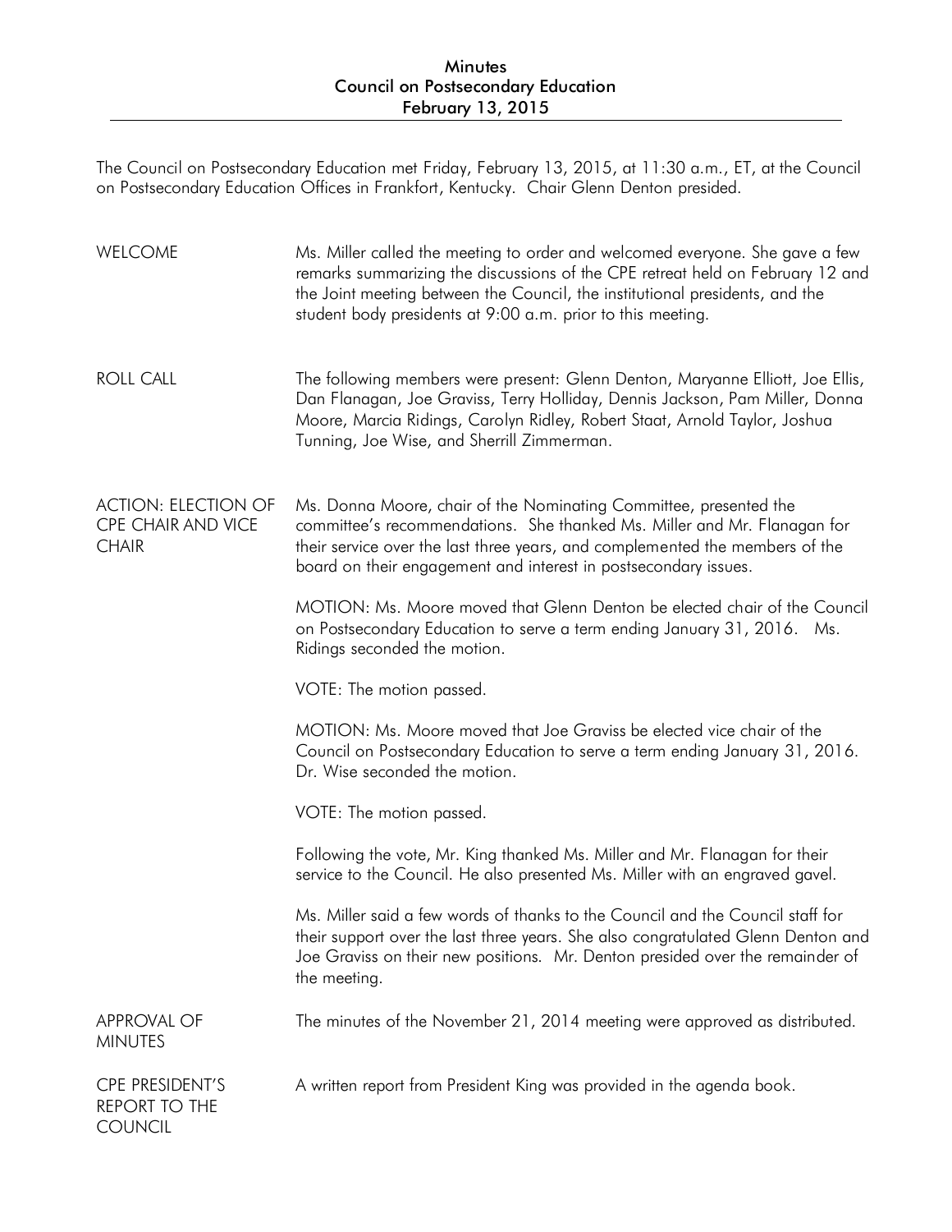# Minutes
## Council on Postsecondary Education
## February 13, 2015

The Council on Postsecondary Education met Friday, February 13, 2015, at 11:30 a.m., ET, at the Council on Postsecondary Education Offices in Frankfort, Kentucky. Chair Glenn Denton presided.

**WELCOME**

Ms. Miller called the meeting to order and welcomed everyone. She gave a few remarks summarizing the discussions of the CPE retreat held on February 12 and the Joint meeting between the Council, the institutional presidents, and the student body presidents at 9:00 a.m. prior to this meeting.

**ROLL CALL**

The following members were present: Glenn Denton, Maryanne Elliott, Joe Ellis, Dan Flanagan, Joe Graviss, Terry Holliday, Dennis Jackson, Pam Miller, Donna Moore, Marcia Ridings, Carolyn Ridley, Robert Staat, Arnold Taylor, Joshua Tunning, Joe Wise, and Sherrill Zimmerman.

**ACTION: ELECTION OF CPE CHAIR AND VICE CHAIR**

Ms. Donna Moore, chair of the Nominating Committee, presented the committee's recommendations. She thanked Ms. Miller and Mr. Flanagan for their service over the last three years, and complemented the members of the board on their engagement and interest in postsecondary issues.

MOTION: Ms. Moore moved that Glenn Denton be elected chair of the Council on Postsecondary Education to serve a term ending January 31, 2016. Ms. Ridings seconded the motion.

VOTE: The motion passed.

MOTION: Ms. Moore moved that Joe Graviss be elected vice chair of the Council on Postsecondary Education to serve a term ending January 31, 2016. Dr. Wise seconded the motion.

VOTE: The motion passed.

Following the vote, Mr. King thanked Ms. Miller and Mr. Flanagan for their service to the Council. He also presented Ms. Miller with an engraved gavel.

Ms. Miller said a few words of thanks to the Council and the Council staff for their support over the last three years. She also congratulated Glenn Denton and Joe Graviss on their new positions. Mr. Denton presided over the remainder of the meeting.

**APPROVAL OF MINUTES**

The minutes of the November 21, 2014 meeting were approved as distributed.

**CPE PRESIDENT'S REPORT TO THE COUNCIL**

A written report from President King was provided in the agenda book.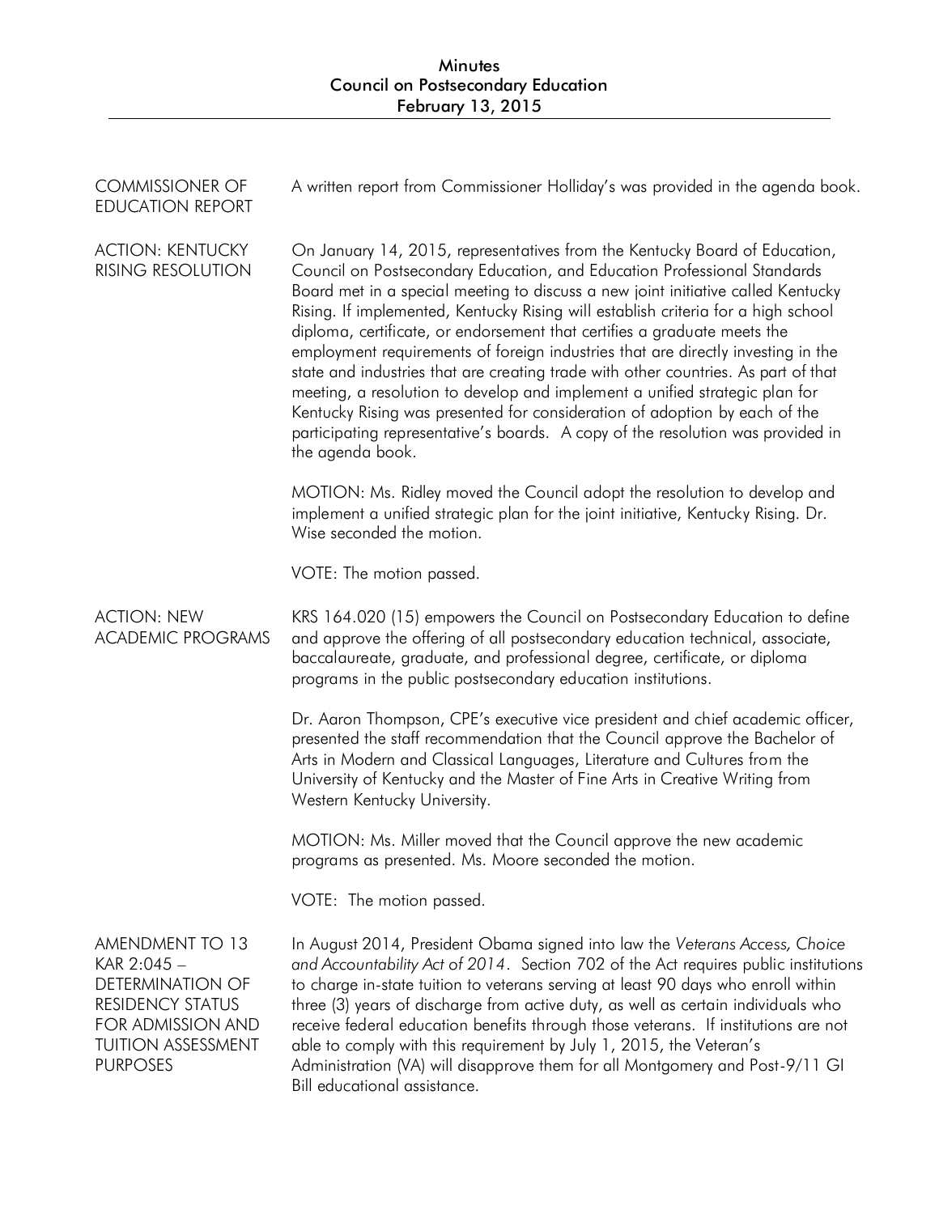**COMMISSIONER OF EDUCATION REPORT**

A written report from Commissioner Holliday's was provided in the agenda book.

**ACTION: KENTUCKY RISING RESOLUTION**

On January 14, 2015, representatives from the Kentucky Board of Education, Council on Postsecondary Education, and Education Professional Standards Board met in a special meeting to discuss a new joint initiative called Kentucky Rising. If implemented, Kentucky Rising will establish criteria for a high school diploma, certificate, or endorsement that certifies a graduate meets the employment requirements of foreign industries that are directly investing in the state and industries that are creating trade with other countries. As part of that meeting, a resolution to develop and implement a unified strategic plan for Kentucky Rising was presented for consideration of adoption by each of the participating representative's boards. A copy of the resolution was provided in the agenda book.

MOTION: Ms. Ridley moved the Council adopt the resolution to develop and implement a unified strategic plan for the joint initiative, Kentucky Rising. Dr. Wise seconded the motion.

VOTE: The motion passed.

**ACTION: NEW ACADEMIC PROGRAMS**

KRS 164.020 (15) empowers the Council on Postsecondary Education to define and approve the offering of all postsecondary education technical, associate, baccalaureate, graduate, and professional degree, certificate, or diploma programs in the public postsecondary education institutions.

Dr. Aaron Thompson, CPE's executive vice president and chief academic officer, presented the staff recommendation that the Council approve the Bachelor of Arts in Modern and Classical Languages, Literature and Cultures from the University of Kentucky and the Master of Fine Arts in Creative Writing from Western Kentucky University.

MOTION: Ms. Miller moved that the Council approve the new academic programs as presented. Ms. Moore seconded the motion.

VOTE: The motion passed.

**AMENDMENT TO 13 KAR 2:045 – DETERMINATION OF RESIDENCY STATUS FOR ADMISSION AND TUITION ASSESSMENT PURPOSES**

In August 2014, President Obama signed into law the *Veterans Access, Choice and Accountability Act of 2014*. Section 702 of the Act requires public institutions to charge in-state tuition to veterans serving at least 90 days who enroll within three (3) years of discharge from active duty, as well as certain individuals who receive federal education benefits through those veterans. If institutions are not able to comply with this requirement by July 1, 2015, the Veteran's Administration (VA) will disapprove them for all Montgomery and Post-9/11 GI Bill educational assistance.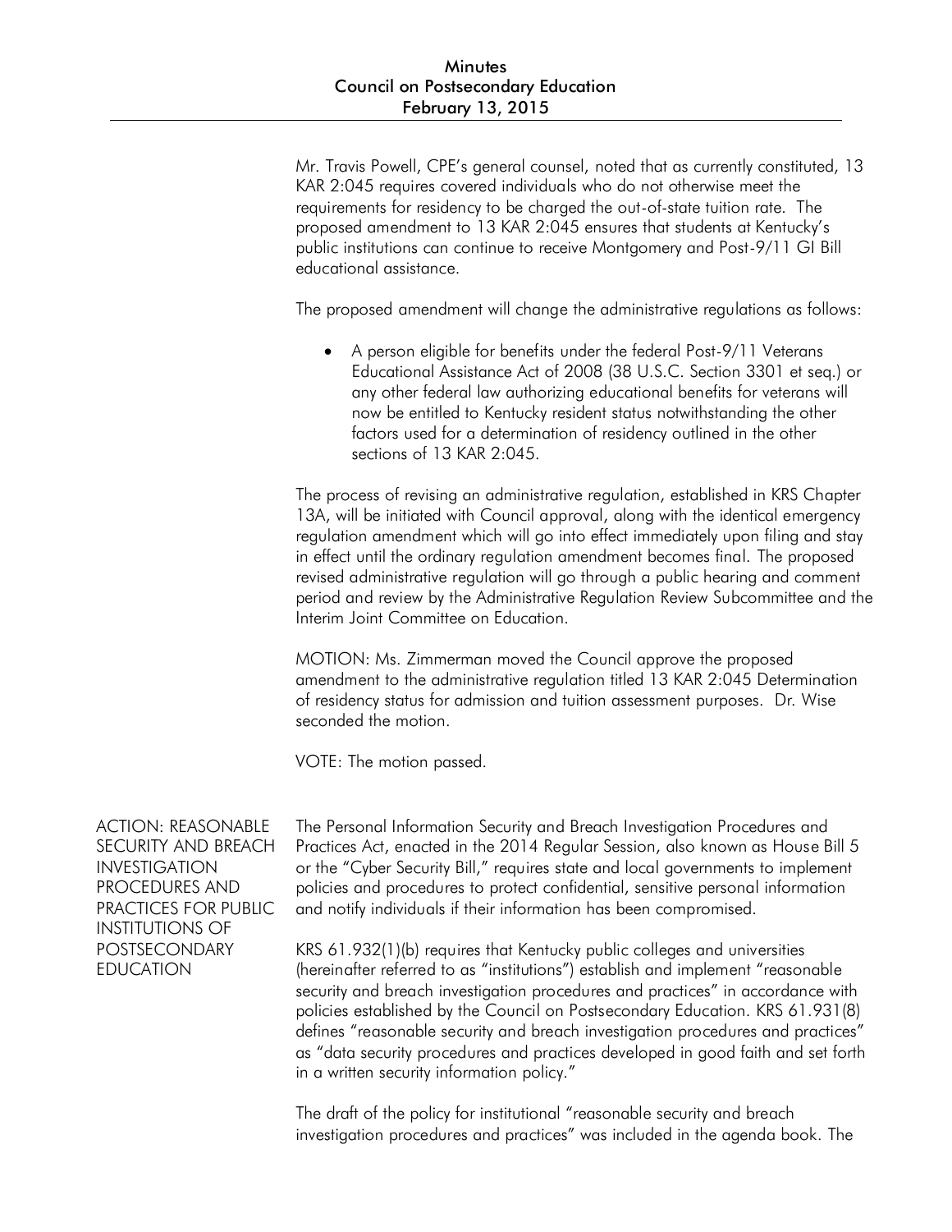Mr. Travis Powell, CPE's general counsel, noted that as currently constituted, 13 KAR 2:045 requires covered individuals who do not otherwise meet the requirements for residency to be charged the out-of-state tuition rate. The proposed amendment to 13 KAR 2:045 ensures that students at Kentucky's public institutions can continue to receive Montgomery and Post-9/11 GI Bill educational assistance.

The proposed amendment will change the administrative regulations as follows:

- A person eligible for benefits under the federal Post-9/11 Veterans Educational Assistance Act of 2008 (38 U.S.C. Section 3301 et seq.) or any other federal law authorizing educational benefits for veterans will now be entitled to Kentucky resident status notwithstanding the other factors used for a determination of residency outlined in the other sections of 13 KAR 2:045.

The process of revising an administrative regulation, established in KRS Chapter 13A, will be initiated with Council approval, along with the identical emergency regulation amendment which will go into effect immediately upon filing and stay in effect until the ordinary regulation amendment becomes final. The proposed revised administrative regulation will go through a public hearing and comment period and review by the Administrative Regulation Review Subcommittee and the Interim Joint Committee on Education.

MOTION: Ms. Zimmerman moved the Council approve the proposed amendment to the administrative regulation titled 13 KAR 2:045 Determination of residency status for admission and tuition assessment purposes. Dr. Wise seconded the motion.

VOTE: The motion passed.

## ACTION: REASONABLE SECURITY AND BREACH INVESTIGATION PROCEDURES AND PRACTICES FOR PUBLIC INSTITUTIONS OF POSTSECONDARY EDUCATION

The Personal Information Security and Breach Investigation Procedures and Practices Act, enacted in the 2014 Regular Session, also known as House Bill 5 or the "Cyber Security Bill," requires state and local governments to implement policies and procedures to protect confidential, sensitive personal information and notify individuals if their information has been compromised.

KRS 61.932(1)(b) requires that Kentucky public colleges and universities (hereinafter referred to as "institutions") establish and implement "reasonable security and breach investigation procedures and practices" in accordance with policies established by the Council on Postsecondary Education. KRS 61.931(8) defines "reasonable security and breach investigation procedures and practices" as "data security procedures and practices developed in good faith and set forth in a written security information policy."

The draft of the policy for institutional "reasonable security and breach investigation procedures and practices" was included in the agenda book. The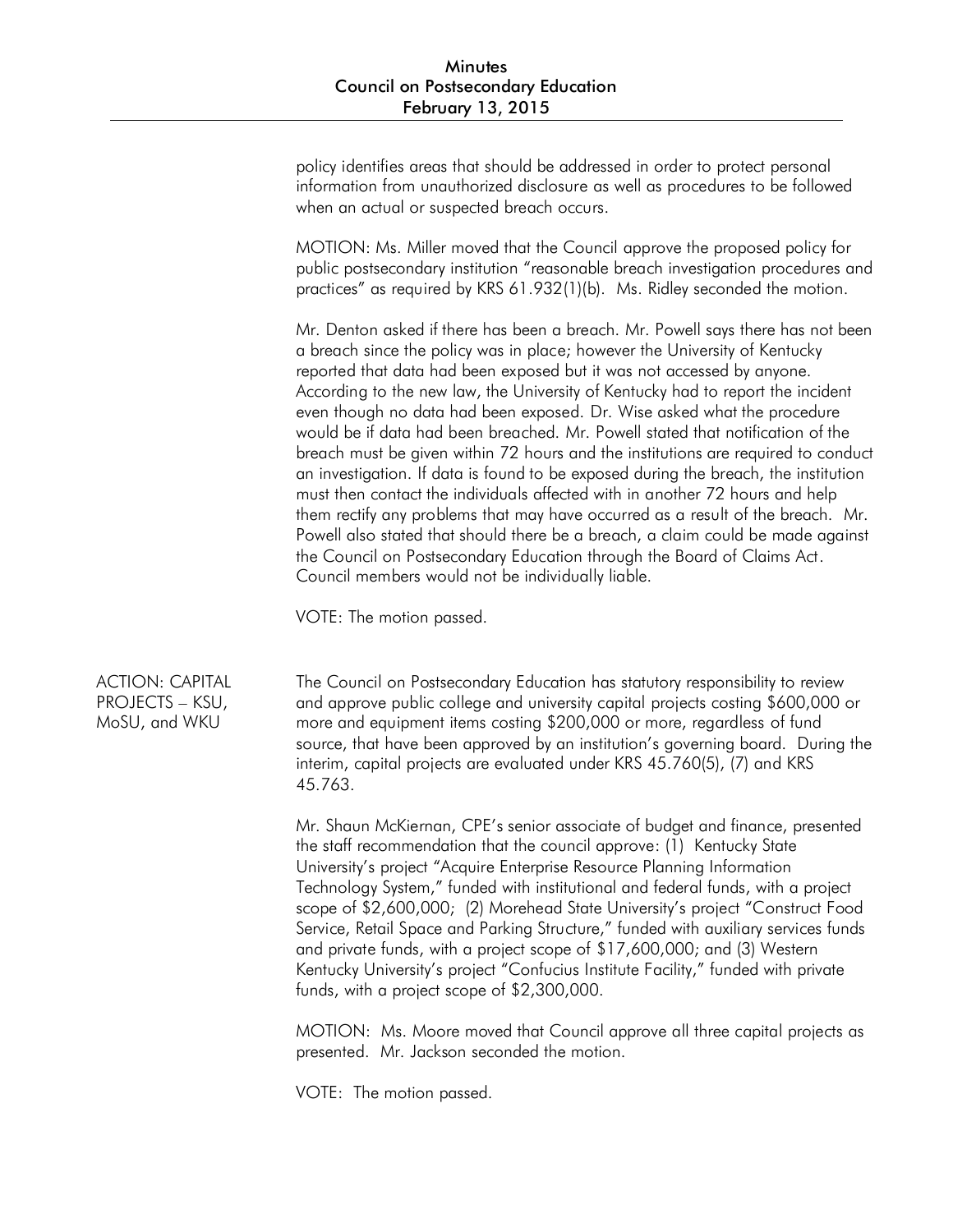policy identifies areas that should be addressed in order to protect personal information from unauthorized disclosure as well as procedures to be followed when an actual or suspected breach occurs.

MOTION: Ms. Miller moved that the Council approve the proposed policy for public postsecondary institution "reasonable breach investigation procedures and practices" as required by KRS 61.932(1)(b). Ms. Ridley seconded the motion.

Mr. Denton asked if there has been a breach. Mr. Powell says there has not been a breach since the policy was in place; however the University of Kentucky reported that data had been exposed but it was not accessed by anyone. According to the new law, the University of Kentucky had to report the incident even though no data had been exposed. Dr. Wise asked what the procedure would be if data had been breached. Mr. Powell stated that notification of the breach must be given within 72 hours and the institutions are required to conduct an investigation. If data is found to be exposed during the breach, the institution must then contact the individuals affected with in another 72 hours and help them rectify any problems that may have occurred as a result of the breach. Mr. Powell also stated that should there be a breach, a claim could be made against the Council on Postsecondary Education through the Board of Claims Act. Council members would not be individually liable.

VOTE: The motion passed.

**ACTION: CAPITAL PROJECTS – KSU, MoSU, and WKU**

The Council on Postsecondary Education has statutory responsibility to review and approve public college and university capital projects costing $600,000 or more and equipment items costing $200,000 or more, regardless of fund source, that have been approved by an institution's governing board. During the interim, capital projects are evaluated under KRS 45.760(5), (7) and KRS 45.763.

Mr. Shaun McKiernan, CPE's senior associate of budget and finance, presented the staff recommendation that the council approve: (1) Kentucky State University's project "Acquire Enterprise Resource Planning Information Technology System," funded with institutional and federal funds, with a project scope of $2,600,000; (2) Morehead State University's project "Construct Food Service, Retail Space and Parking Structure," funded with auxiliary services funds and private funds, with a project scope of $17,600,000; and (3) Western Kentucky University's project "Confucius Institute Facility," funded with private funds, with a project scope of $2,300,000.

MOTION: Ms. Moore moved that Council approve all three capital projects as presented. Mr. Jackson seconded the motion.

VOTE: The motion passed.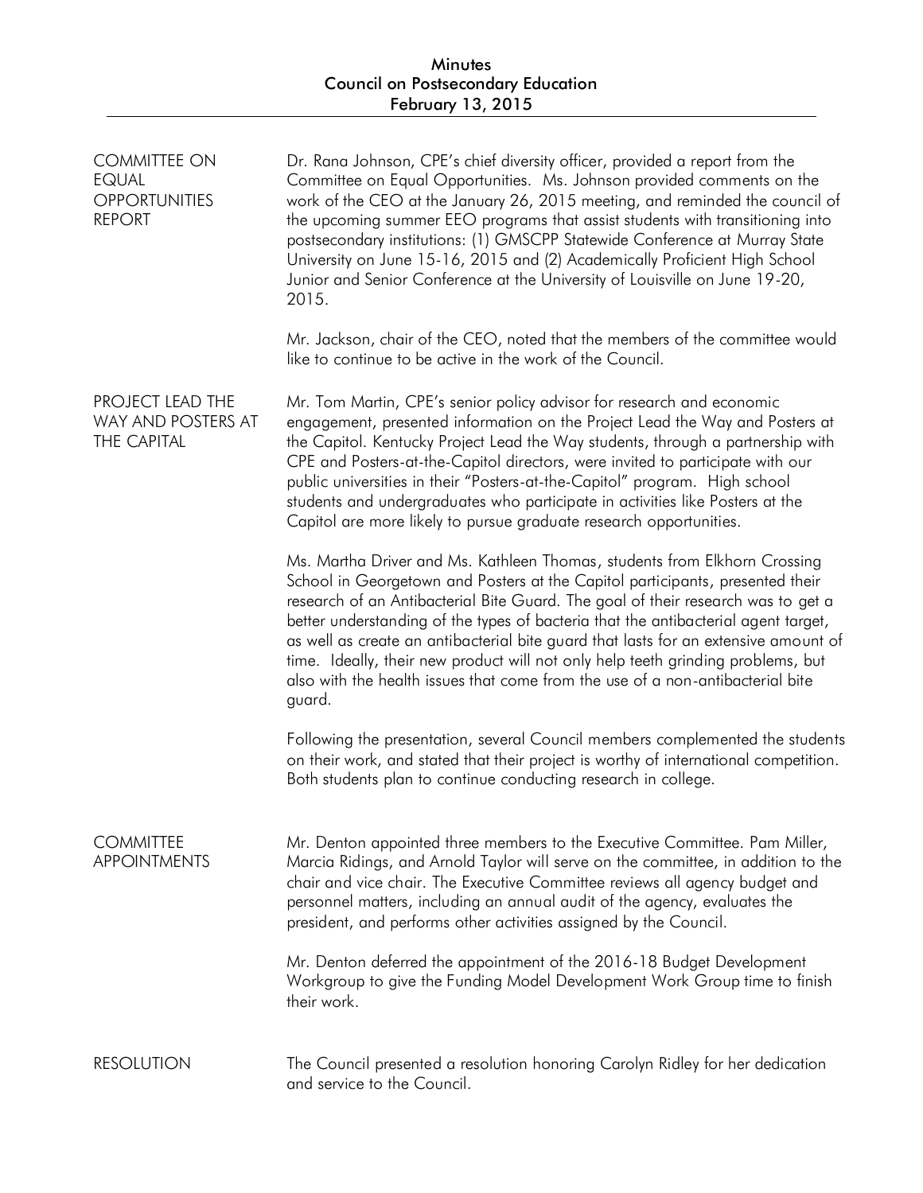**COMMITTEE ON EQUAL OPPORTUNITIES REPORT**

Dr. Rana Johnson, CPE's chief diversity officer, provided a report from the Committee on Equal Opportunities. Ms. Johnson provided comments on the work of the CEO at the January 26, 2015 meeting, and reminded the council of the upcoming summer EEO programs that assist students with transitioning into postsecondary institutions: (1) GMSCPP Statewide Conference at Murray State University on June 15-16, 2015 and (2) Academically Proficient High School Junior and Senior Conference at the University of Louisville on June 19-20, 2015.

Mr. Jackson, chair of the CEO, noted that the members of the committee would like to continue to be active in the work of the Council.

**PROJECT LEAD THE WAY AND POSTERS AT THE CAPITAL**

Mr. Tom Martin, CPE's senior policy advisor for research and economic engagement, presented information on the Project Lead the Way and Posters at the Capitol. Kentucky Project Lead the Way students, through a partnership with CPE and Posters-at-the-Capitol directors, were invited to participate with our public universities in their "Posters-at-the-Capitol" program. High school students and undergraduates who participate in activities like Posters at the Capitol are more likely to pursue graduate research opportunities.

Ms. Martha Driver and Ms. Kathleen Thomas, students from Elkhorn Crossing School in Georgetown and Posters at the Capitol participants, presented their research of an Antibacterial Bite Guard. The goal of their research was to get a better understanding of the types of bacteria that the antibacterial agent target, as well as create an antibacterial bite guard that lasts for an extensive amount of time. Ideally, their new product will not only help teeth grinding problems, but also with the health issues that come from the use of a non-antibacterial bite guard.

Following the presentation, several Council members complemented the students on their work, and stated that their project is worthy of international competition. Both students plan to continue conducting research in college.

**COMMITTEE APPOINTMENTS**

Mr. Denton appointed three members to the Executive Committee. Pam Miller, Marcia Ridings, and Arnold Taylor will serve on the committee, in addition to the chair and vice chair. The Executive Committee reviews all agency budget and personnel matters, including an annual audit of the agency, evaluates the president, and performs other activities assigned by the Council.

Mr. Denton deferred the appointment of the 2016-18 Budget Development Workgroup to give the Funding Model Development Work Group time to finish their work.

**RESOLUTION**

The Council presented a resolution honoring Carolyn Ridley for her dedication and service to the Council.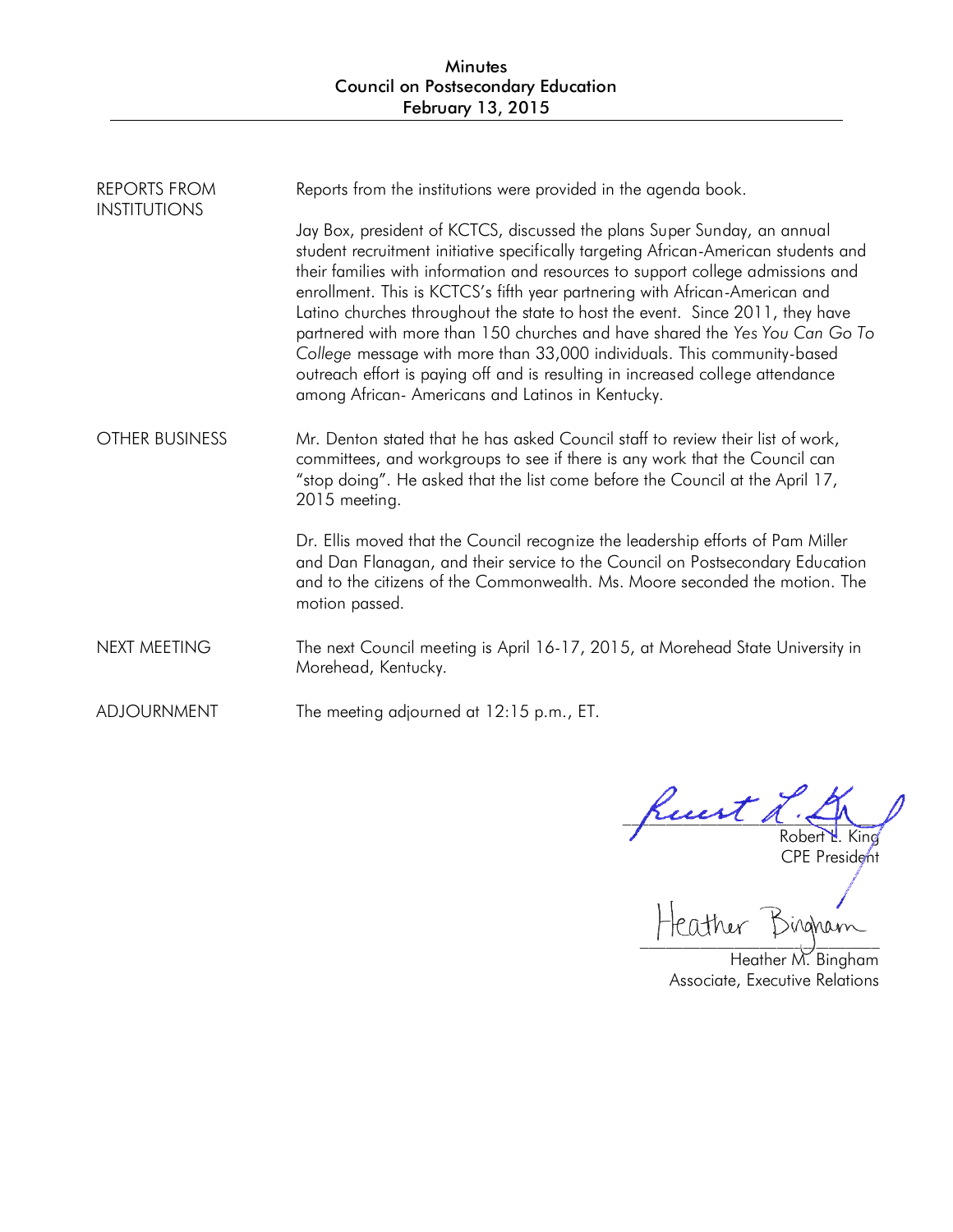REPORTS FROM INSTITUTIONS

Reports from the institutions were provided in the agenda book.

Jay Box, president of KCTCS, discussed the plans Super Sunday, an annual student recruitment initiative specifically targeting African-American students and their families with information and resources to support college admissions and enrollment. This is KCTCS's fifth year partnering with African-American and Latino churches throughout the state to host the event. Since 2011, they have partnered with more than 150 churches and have shared the *Yes You Can Go To College* message with more than 33,000 individuals. This community-based outreach effort is paying off and is resulting in increased college attendance among African- Americans and Latinos in Kentucky.

OTHER BUSINESS

Mr. Denton stated that he has asked Council staff to review their list of work, committees, and workgroups to see if there is any work that the Council can "stop doing". He asked that the list come before the Council at the April 17, 2015 meeting.

Dr. Ellis moved that the Council recognize the leadership efforts of Pam Miller and Dan Flanagan, and their service to the Council on Postsecondary Education and to the citizens of the Commonwealth. Ms. Moore seconded the motion. The motion passed.

NEXT MEETING

The next Council meeting is April 16-17, 2015, at Morehead State University in Morehead, Kentucky.

ADJOURNMENT

The meeting adjourned at 12:15 p.m., ET.

Robert L. King
CPE President

Heather M. Bingham
Associate, Executive Relations